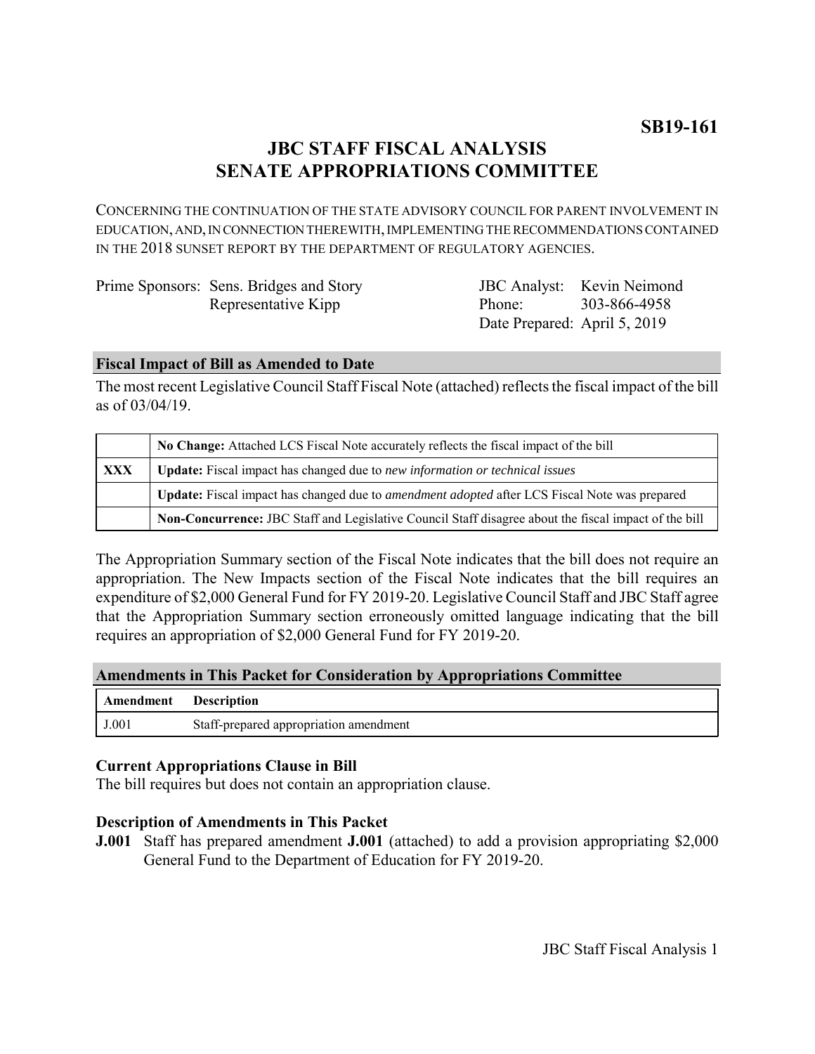**SB19-161**

# JBC STAFF FISCAL ANALYSIS
# SENATE APPROPRIATIONS COMMITTEE

CONCERNING THE CONTINUATION OF THE STATE ADVISORY COUNCIL FOR PARENT INVOLVEMENT IN EDUCATION, AND, IN CONNECTION THEREWITH, IMPLEMENTING THE RECOMMENDATIONS CONTAINED IN THE 2018 SUNSET REPORT BY THE DEPARTMENT OF REGULATORY AGENCIES.

Prime Sponsors: Sens. Bridges and Story
Representative Kipp

JBC Analyst: Kevin Neimond
Phone: 303-866-4958
Date Prepared: April 5, 2019

## Fiscal Impact of Bill as Amended to Date

The most recent Legislative Council Staff Fiscal Note (attached) reflects the fiscal impact of the bill as of 03/04/19.

| | |
|---|---|
| | **No Change:** Attached LCS Fiscal Note accurately reflects the fiscal impact of the bill |
| **XXX** | **Update:** Fiscal impact has changed due to *new information or technical issues* |
| | **Update:** Fiscal impact has changed due to *amendment adopted* after LCS Fiscal Note was prepared |
| | **Non-Concurrence:** JBC Staff and Legislative Council Staff disagree about the fiscal impact of the bill |

The Appropriation Summary section of the Fiscal Note indicates that the bill does not require an appropriation. The New Impacts section of the Fiscal Note indicates that the bill requires an expenditure of $2,000 General Fund for FY 2019-20. Legislative Council Staff and JBC Staff agree that the Appropriation Summary section erroneously omitted language indicating that the bill requires an appropriation of $2,000 General Fund for FY 2019-20.

## Amendments in This Packet for Consideration by Appropriations Committee

| Amendment | Description |
|---|---|
| J.001 | Staff-prepared appropriation amendment |

### Current Appropriations Clause in Bill

The bill requires but does not contain an appropriation clause.

### Description of Amendments in This Packet

**J.001** Staff has prepared amendment **J.001** (attached) to add a provision appropriating $2,000 General Fund to the Department of Education for FY 2019-20.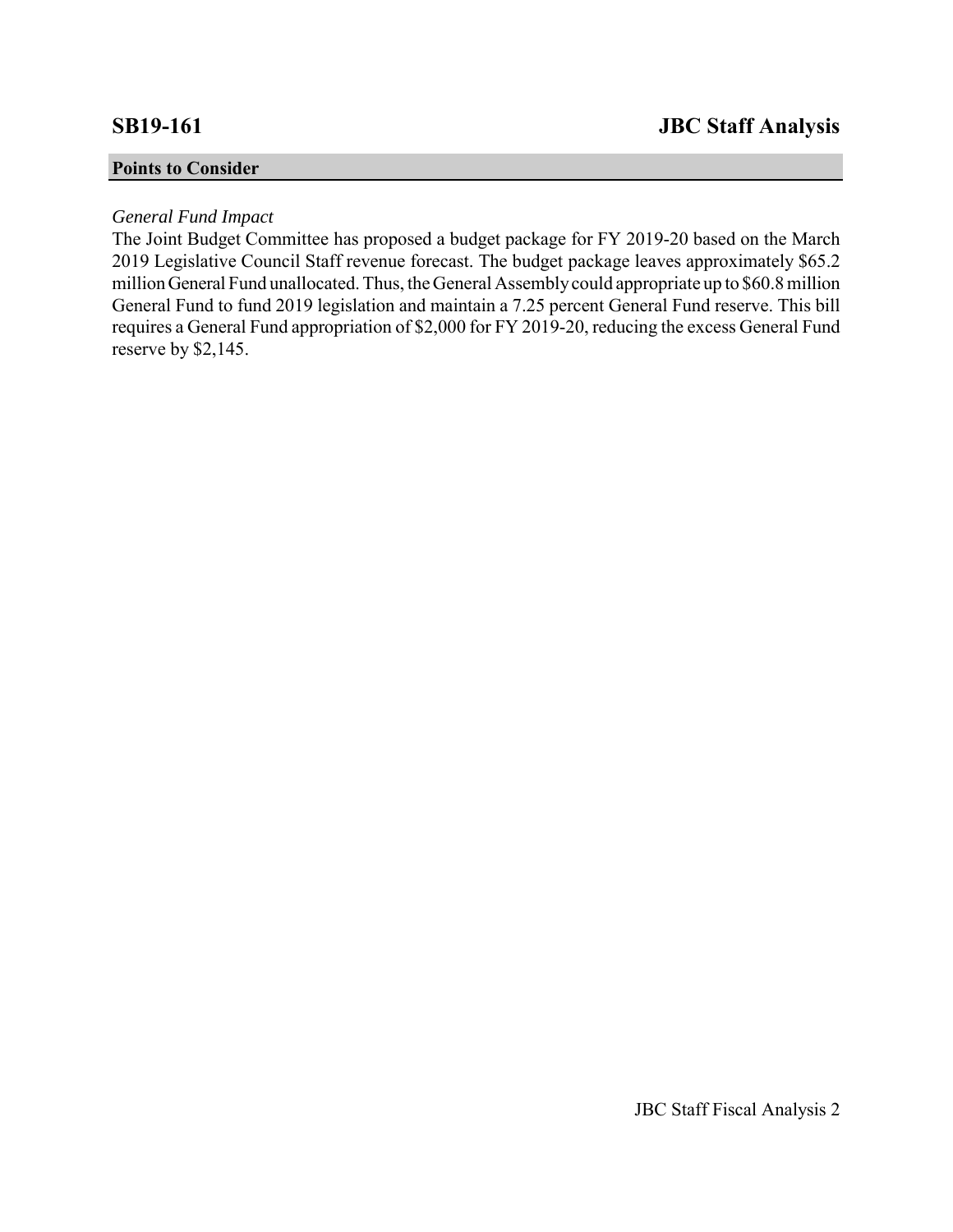## Points to Consider

*General Fund Impact*

The Joint Budget Committee has proposed a budget package for FY 2019-20 based on the March 2019 Legislative Council Staff revenue forecast. The budget package leaves approximately $65.2 million General Fund unallocated. Thus, the General Assembly could appropriate up to $60.8 million General Fund to fund 2019 legislation and maintain a 7.25 percent General Fund reserve. This bill requires a General Fund appropriation of $2,000 for FY 2019-20, reducing the excess General Fund reserve by $2,145.